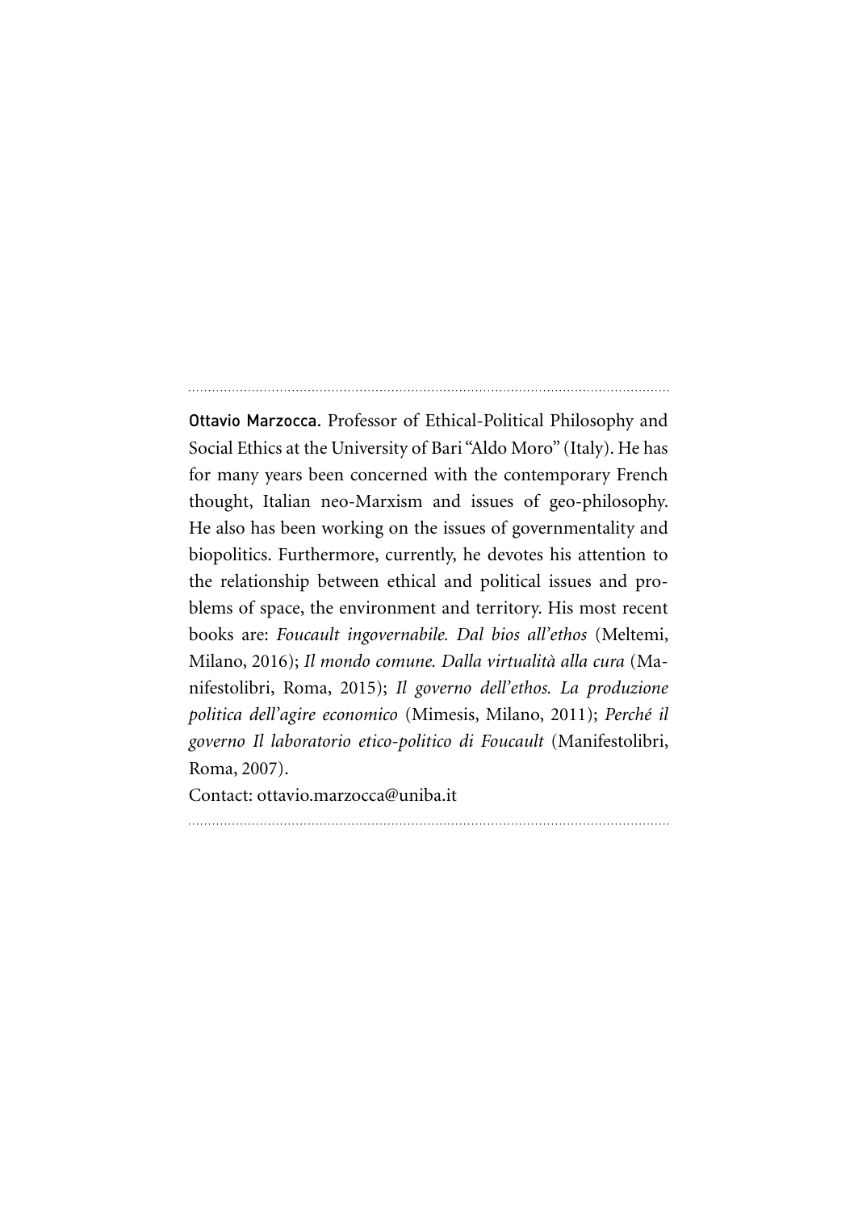**Ottavio Marzocca.** Professor of Ethical-Political Philosophy and Social Ethics at the University of Bari "Aldo Moro" (Italy). He has for many years been concerned with the contemporary French thought, Italian neo-Marxism and issues of geo-philosophy. He also has been working on the issues of governmentality and biopolitics. Furthermore, currently, he devotes his attention to the relationship between ethical and political issues and problems of space, the environment and territory. His most recent books are: *Foucault ingovernabile. Dal bios all'ethos* (Meltemi, Milano, 2016); *Il mondo comune. Dalla virtualità alla cura* (Manifestolibri, Roma, 2015); *Il governo dell'ethos. La produzione politica dell'agire economico* (Mimesis, Milano, 2011); *Perché il governo Il laboratorio etico-politico di Foucault* (Manifestolibri, Roma, 2007).
Contact: ottavio.marzocca@uniba.it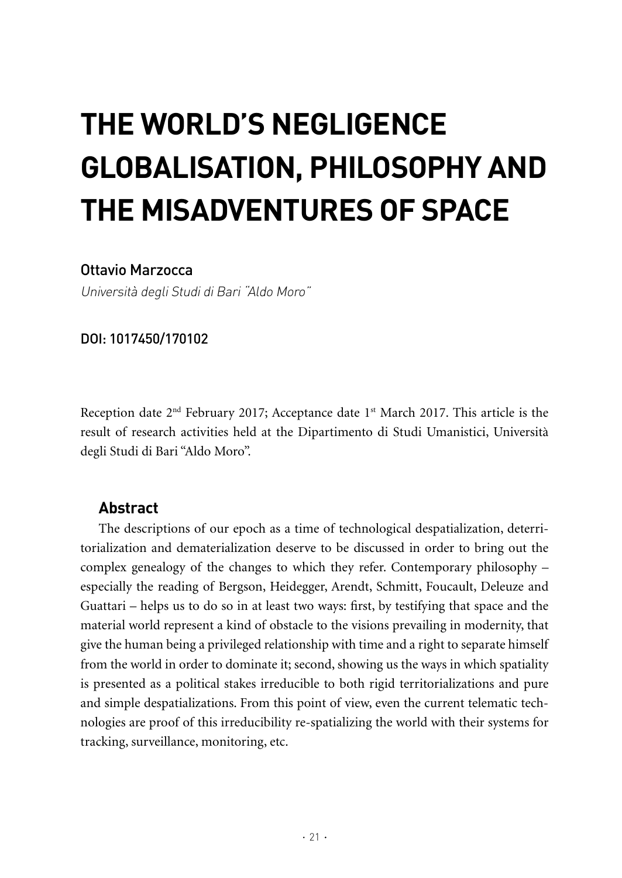# THE WORLD'S NEGLIGENCE GLOBALISATION, PHILOSOPHY AND THE MISADVENTURES OF SPACE

Ottavio Marzocca

*Università degli Studi di Bari "Aldo Moro"*

DOI: 1017450/170102

Reception date 2nd February 2017; Acceptance date 1st March 2017. This article is the result of research activities held at the Dipartimento di Studi Umanistici, Università degli Studi di Bari "Aldo Moro".

## Abstract

The descriptions of our epoch as a time of technological despatialization, deterritorialization and dematerialization deserve to be discussed in order to bring out the complex genealogy of the changes to which they refer. Contemporary philosophy – especially the reading of Bergson, Heidegger, Arendt, Schmitt, Foucault, Deleuze and Guattari – helps us to do so in at least two ways: first, by testifying that space and the material world represent a kind of obstacle to the visions prevailing in modernity, that give the human being a privileged relationship with time and a right to separate himself from the world in order to dominate it; second, showing us the ways in which spatiality is presented as a political stakes irreducible to both rigid territorializations and pure and simple despatializations. From this point of view, even the current telematic technologies are proof of this irreducibility re-spatializing the world with their systems for tracking, surveillance, monitoring, etc.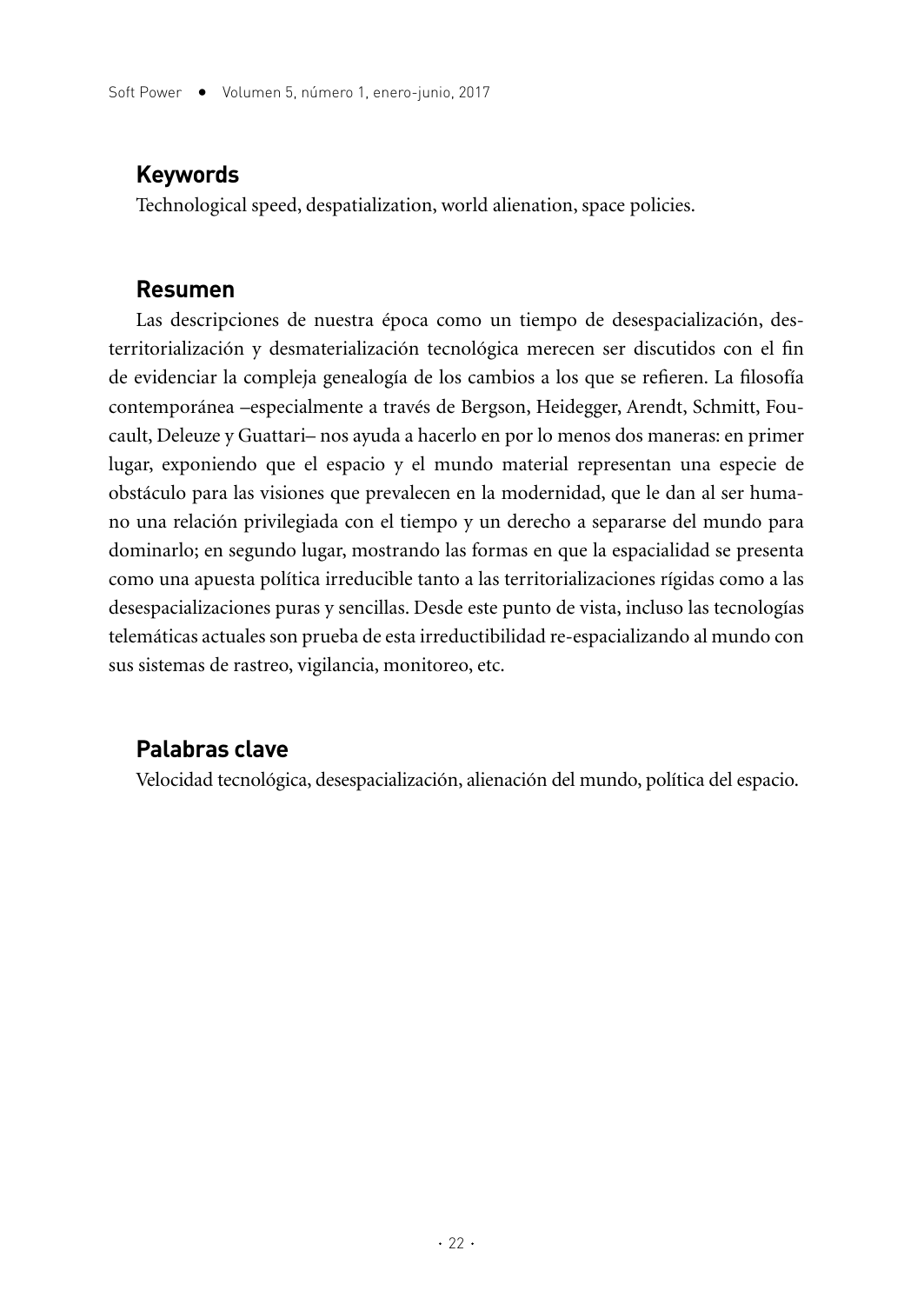## Keywords

Technological speed, despatialization, world alienation, space policies.

## Resumen

Las descripciones de nuestra época como un tiempo de desespacialización, desterritorialización y desmaterialización tecnológica merecen ser discutidos con el fin de evidenciar la compleja genealogía de los cambios a los que se refieren. La filosofía contemporánea –especialmente a través de Bergson, Heidegger, Arendt, Schmitt, Foucault, Deleuze y Guattari– nos ayuda a hacerlo en por lo menos dos maneras: en primer lugar, exponiendo que el espacio y el mundo material representan una especie de obstáculo para las visiones que prevalecen en la modernidad, que le dan al ser humano una relación privilegiada con el tiempo y un derecho a separarse del mundo para dominarlo; en segundo lugar, mostrando las formas en que la espacialidad se presenta como una apuesta política irreducible tanto a las territorializaciones rígidas como a las desespacializaciones puras y sencillas. Desde este punto de vista, incluso las tecnologías telemáticas actuales son prueba de esta irreductibilidad re-espacializando al mundo con sus sistemas de rastreo, vigilancia, monitoreo, etc.

## Palabras clave

Velocidad tecnológica, desespacialización, alienación del mundo, política del espacio.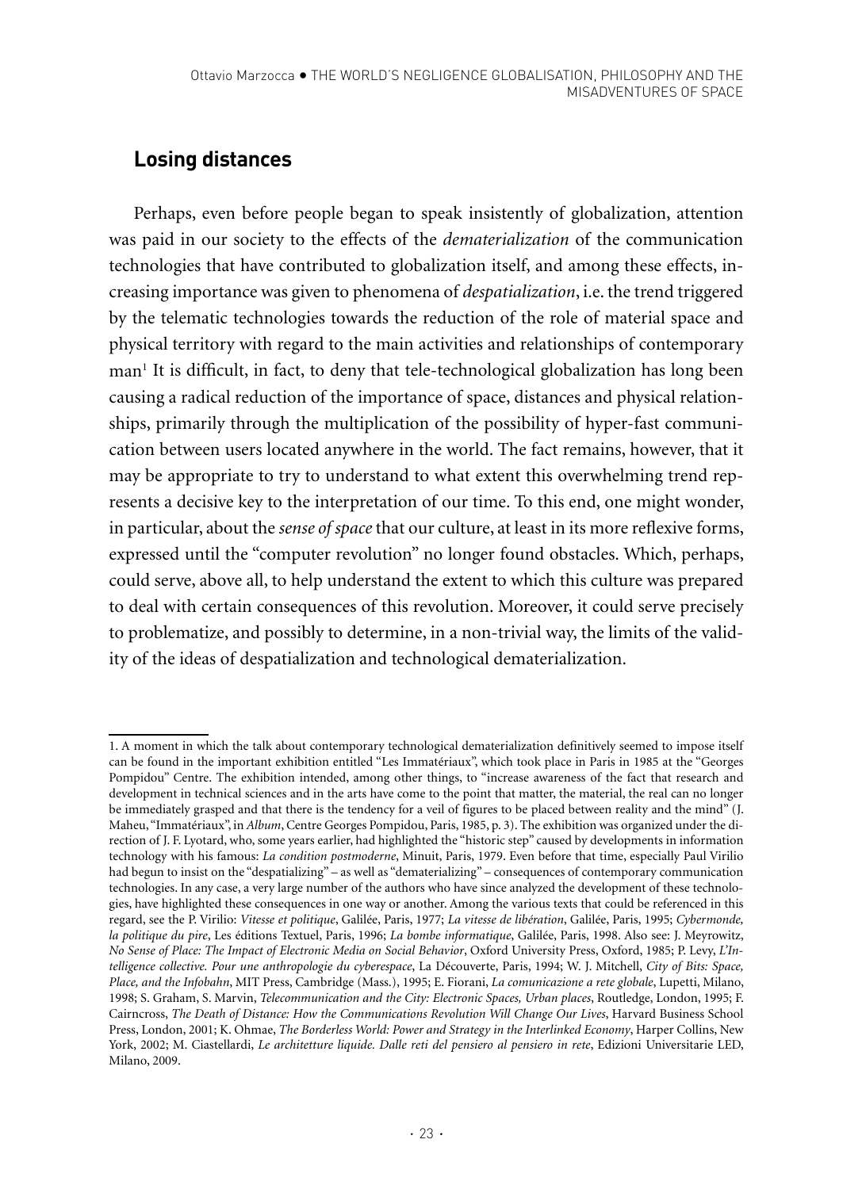## Losing distances

Perhaps, even before people began to speak insistently of globalization, attention was paid in our society to the effects of the *dematerialization* of the communication technologies that have contributed to globalization itself, and among these effects, increasing importance was given to phenomena of *despatialization*, i.e. the trend triggered by the telematic technologies towards the reduction of the role of material space and physical territory with regard to the main activities and relationships of contemporary man[1] It is difficult, in fact, to deny that tele-technological globalization has long been causing a radical reduction of the importance of space, distances and physical relationships, primarily through the multiplication of the possibility of hyper-fast communication between users located anywhere in the world. The fact remains, however, that it may be appropriate to try to understand to what extent this overwhelming trend represents a decisive key to the interpretation of our time. To this end, one might wonder, in particular, about the *sense of space* that our culture, at least in its more reflexive forms, expressed until the "computer revolution" no longer found obstacles. Which, perhaps, could serve, above all, to help understand the extent to which this culture was prepared to deal with certain consequences of this revolution. Moreover, it could serve precisely to problematize, and possibly to determine, in a non-trivial way, the limits of the validity of the ideas of despatialization and technological dematerialization.

---

1. A moment in which the talk about contemporary technological dematerialization definitively seemed to impose itself can be found in the important exhibition entitled "Les Immatériaux", which took place in Paris in 1985 at the "Georges Pompidou" Centre. The exhibition intended, among other things, to "increase awareness of the fact that research and development in technical sciences and in the arts have come to the point that matter, the material, the real can no longer be immediately grasped and that there is the tendency for a veil of figures to be placed between reality and the mind" (J. Maheu, "Immatériaux", in *Album*, Centre Georges Pompidou, Paris, 1985, p. 3). The exhibition was organized under the direction of J. F. Lyotard, who, some years earlier, had highlighted the "historic step" caused by developments in information technology with his famous: *La condition postmoderne*, Minuit, Paris, 1979. Even before that time, especially Paul Virilio had begun to insist on the "despatializing" – as well as "dematerializing" – consequences of contemporary communication technologies. In any case, a very large number of the authors who have since analyzed the development of these technologies, have highlighted these consequences in one way or another. Among the various texts that could be referenced in this regard, see the P. Virilio: *Vitesse et politique*, Galilée, Paris, 1977; *La vitesse de libération*, Galilée, Paris, 1995; *Cybermonde, la politique du pire*, Les éditions Textuel, Paris, 1996; *La bombe informatique*, Galilée, Paris, 1998. Also see: J. Meyrowitz, *No Sense of Place: The Impact of Electronic Media on Social Behavior*, Oxford University Press, Oxford, 1985; P. Levy, *L'Intelligence collective. Pour une anthropologie du cyberespace*, La Découverte, Paris, 1994; W. J. Mitchell, *City of Bits: Space, Place, and the Infobahn*, MIT Press, Cambridge (Mass.), 1995; E. Fiorani, *La comunicazione a rete globale*, Lupetti, Milano, 1998; S. Graham, S. Marvin, *Telecommunication and the City: Electronic Spaces, Urban places*, Routledge, London, 1995; F. Cairncross, *The Death of Distance: How the Communications Revolution Will Change Our Lives*, Harvard Business School Press, London, 2001; K. Ohmae, *The Borderless World: Power and Strategy in the Interlinked Economy*, Harper Collins, New York, 2002; M. Ciastellardi, *Le architetture liquide. Dalle reti del pensiero al pensiero in rete*, Edizioni Universitarie LED, Milano, 2009.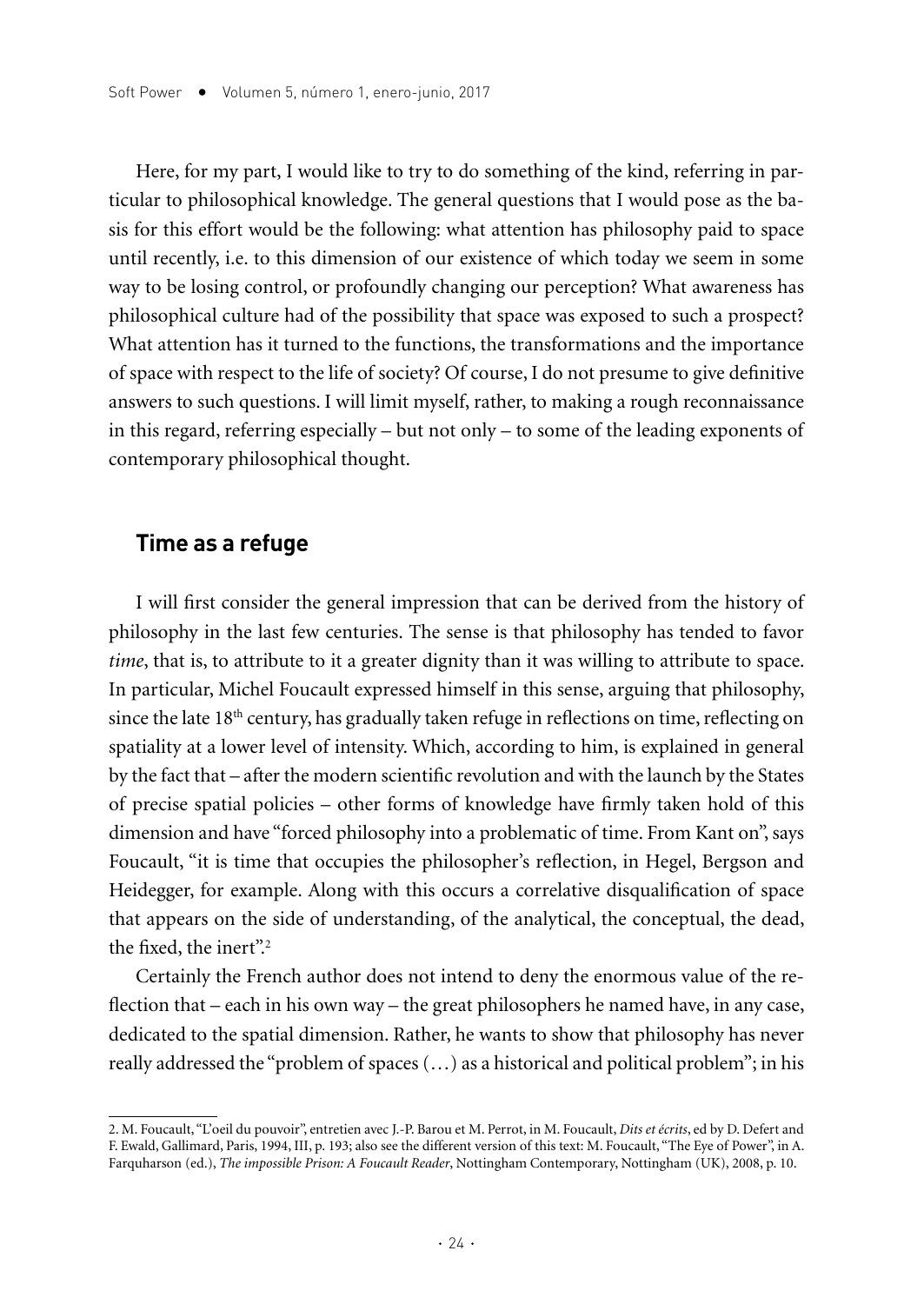Here, for my part, I would like to try to do something of the kind, referring in particular to philosophical knowledge. The general questions that I would pose as the basis for this effort would be the following: what attention has philosophy paid to space until recently, i.e. to this dimension of our existence of which today we seem in some way to be losing control, or profoundly changing our perception? What awareness has philosophical culture had of the possibility that space was exposed to such a prospect? What attention has it turned to the functions, the transformations and the importance of space with respect to the life of society? Of course, I do not presume to give definitive answers to such questions. I will limit myself, rather, to making a rough reconnaissance in this regard, referring especially – but not only – to some of the leading exponents of contemporary philosophical thought.

## Time as a refuge

I will first consider the general impression that can be derived from the history of philosophy in the last few centuries. The sense is that philosophy has tended to favor *time*, that is, to attribute to it a greater dignity than it was willing to attribute to space. In particular, Michel Foucault expressed himself in this sense, arguing that philosophy, since the late 18th century, has gradually taken refuge in reflections on time, reflecting on spatiality at a lower level of intensity. Which, according to him, is explained in general by the fact that – after the modern scientific revolution and with the launch by the States of precise spatial policies – other forms of knowledge have firmly taken hold of this dimension and have "forced philosophy into a problematic of time. From Kant on", says Foucault, "it is time that occupies the philosopher's reflection, in Hegel, Bergson and Heidegger, for example. Along with this occurs a correlative disqualification of space that appears on the side of understanding, of the analytical, the conceptual, the dead, the fixed, the inert".[2]

Certainly the French author does not intend to deny the enormous value of the reflection that – each in his own way – the great philosophers he named have, in any case, dedicated to the spatial dimension. Rather, he wants to show that philosophy has never really addressed the "problem of spaces (…) as a historical and political problem"; in his

---

2. M. Foucault, "L'oeil du pouvoir", entretien avec J.-P. Barou et M. Perrot, in M. Foucault, *Dits et écrits*, ed by D. Defert and F. Ewald, Gallimard, Paris, 1994, III, p. 193; also see the different version of this text: M. Foucault, "The Eye of Power", in A. Farquharson (ed.), *The impossible Prison: A Foucault Reader*, Nottingham Contemporary, Nottingham (UK), 2008, p. 10.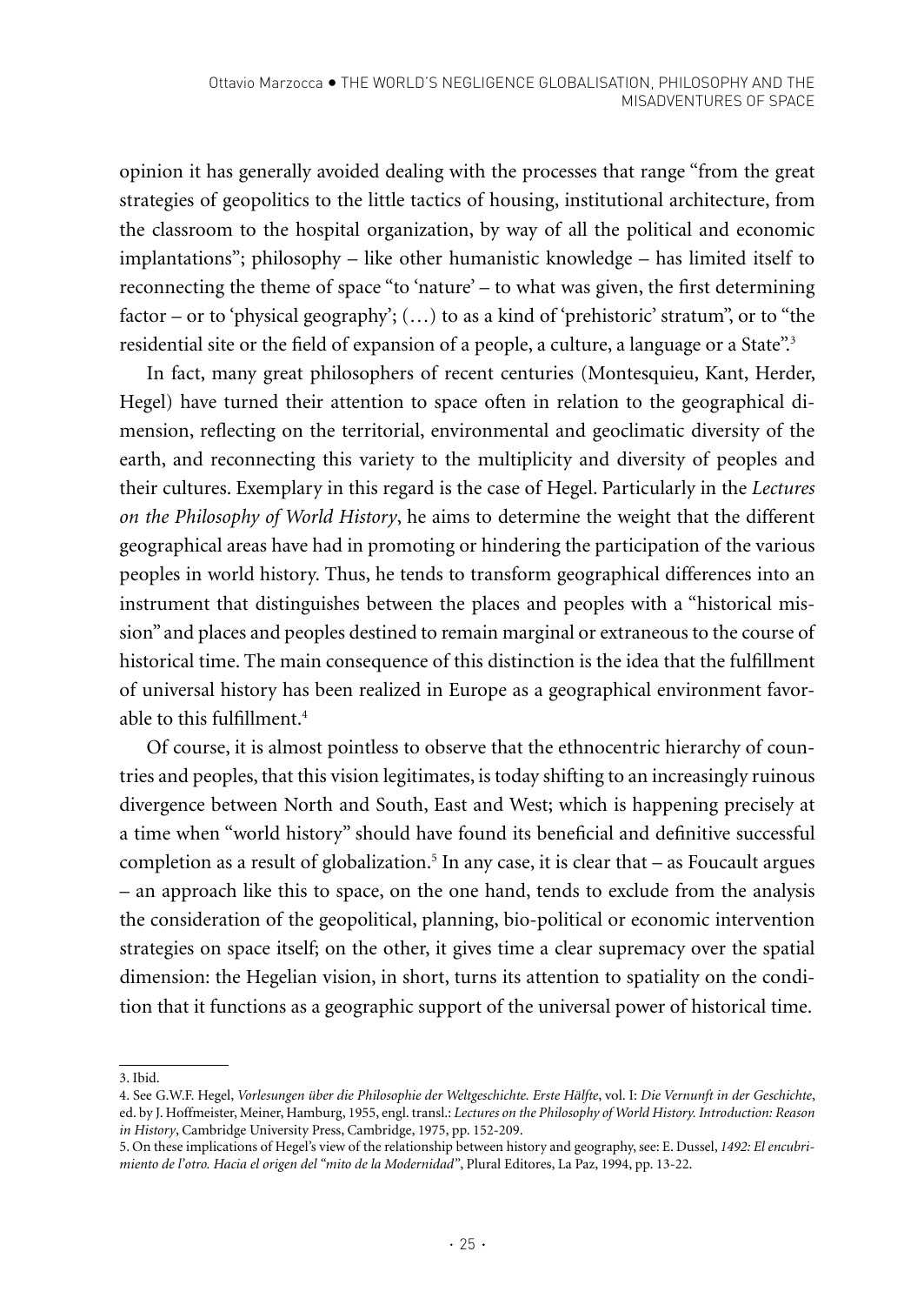opinion it has generally avoided dealing with the processes that range "from the great strategies of geopolitics to the little tactics of housing, institutional architecture, from the classroom to the hospital organization, by way of all the political and economic implantations"; philosophy – like other humanistic knowledge – has limited itself to reconnecting the theme of space "to 'nature' – to what was given, the first determining factor – or to 'physical geography'; (…) to as a kind of 'prehistoric' stratum", or to "the residential site or the field of expansion of a people, a culture, a language or a State".[3]

In fact, many great philosophers of recent centuries (Montesquieu, Kant, Herder, Hegel) have turned their attention to space often in relation to the geographical dimension, reflecting on the territorial, environmental and geoclimatic diversity of the earth, and reconnecting this variety to the multiplicity and diversity of peoples and their cultures. Exemplary in this regard is the case of Hegel. Particularly in the *Lectures on the Philosophy of World History*, he aims to determine the weight that the different geographical areas have had in promoting or hindering the participation of the various peoples in world history. Thus, he tends to transform geographical differences into an instrument that distinguishes between the places and peoples with a "historical mission" and places and peoples destined to remain marginal or extraneous to the course of historical time. The main consequence of this distinction is the idea that the fulfillment of universal history has been realized in Europe as a geographical environment favorable to this fulfillment.[4]

Of course, it is almost pointless to observe that the ethnocentric hierarchy of countries and peoples, that this vision legitimates, is today shifting to an increasingly ruinous divergence between North and South, East and West; which is happening precisely at a time when "world history" should have found its beneficial and definitive successful completion as a result of globalization.[5] In any case, it is clear that – as Foucault argues – an approach like this to space, on the one hand, tends to exclude from the analysis the consideration of the geopolitical, planning, bio-political or economic intervention strategies on space itself; on the other, it gives time a clear supremacy over the spatial dimension: the Hegelian vision, in short, turns its attention to spatiality on the condition that it functions as a geographic support of the universal power of historical time.

---

3. Ibid.

4. See G.W.F. Hegel, *Vorlesungen über die Philosophie der Weltgeschichte. Erste Hälfte*, vol. I: *Die Vernunft in der Geschichte*, ed. by J. Hoffmeister, Meiner, Hamburg, 1955, engl. transl.: *Lectures on the Philosophy of World History. Introduction: Reason in History*, Cambridge University Press, Cambridge, 1975, pp. 152-209.

5. On these implications of Hegel's view of the relationship between history and geography, see: E. Dussel, *1492: El encubrimiento de l'otro. Hacia el origen del "mito de la Modernidad"*, Plural Editores, La Paz, 1994, pp. 13-22.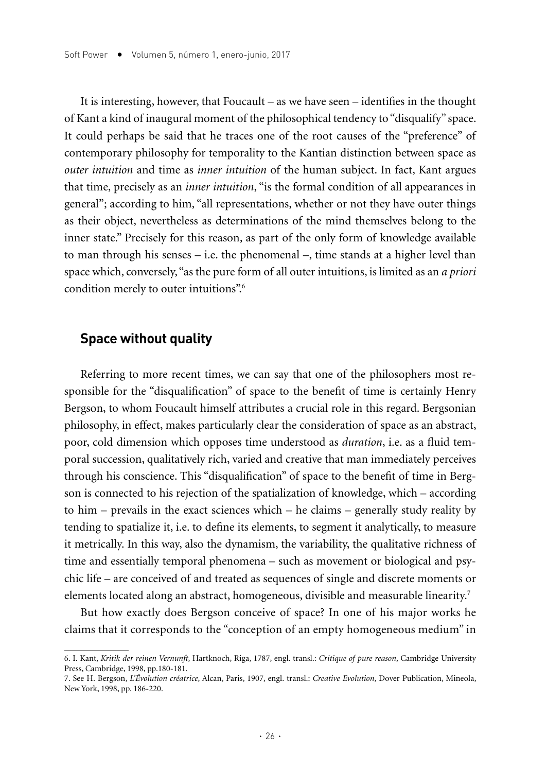It is interesting, however, that Foucault – as we have seen – identifies in the thought of Kant a kind of inaugural moment of the philosophical tendency to "disqualify" space. It could perhaps be said that he traces one of the root causes of the "preference" of contemporary philosophy for temporality to the Kantian distinction between space as *outer intuition* and time as *inner intuition* of the human subject. In fact, Kant argues that time, precisely as an *inner intuition*, "is the formal condition of all appearances in general"; according to him, "all representations, whether or not they have outer things as their object, nevertheless as determinations of the mind themselves belong to the inner state." Precisely for this reason, as part of the only form of knowledge available to man through his senses – i.e. the phenomenal –, time stands at a higher level than space which, conversely, "as the pure form of all outer intuitions, is limited as an *a priori* condition merely to outer intuitions".[6]

## Space without quality

Referring to more recent times, we can say that one of the philosophers most responsible for the "disqualification" of space to the benefit of time is certainly Henry Bergson, to whom Foucault himself attributes a crucial role in this regard. Bergsonian philosophy, in effect, makes particularly clear the consideration of space as an abstract, poor, cold dimension which opposes time understood as *duration*, i.e. as a fluid temporal succession, qualitatively rich, varied and creative that man immediately perceives through his conscience. This "disqualification" of space to the benefit of time in Bergson is connected to his rejection of the spatialization of knowledge, which – according to him – prevails in the exact sciences which – he claims – generally study reality by tending to spatialize it, i.e. to define its elements, to segment it analytically, to measure it metrically. In this way, also the dynamism, the variability, the qualitative richness of time and essentially temporal phenomena – such as movement or biological and psychic life – are conceived of and treated as sequences of single and discrete moments or elements located along an abstract, homogeneous, divisible and measurable linearity.[7]

But how exactly does Bergson conceive of space? In one of his major works he claims that it corresponds to the "conception of an empty homogeneous medium" in

6. I. Kant, *Kritik der reinen Vernunft*, Hartknoch, Riga, 1787, engl. transl.: *Critique of pure reason*, Cambridge University Press, Cambridge, 1998, pp.180-181.

7. See H. Bergson, *L'Évolution créatrice*, Alcan, Paris, 1907, engl. transl.: *Creative Evolution*, Dover Publication, Mineola, New York, 1998, pp. 186-220.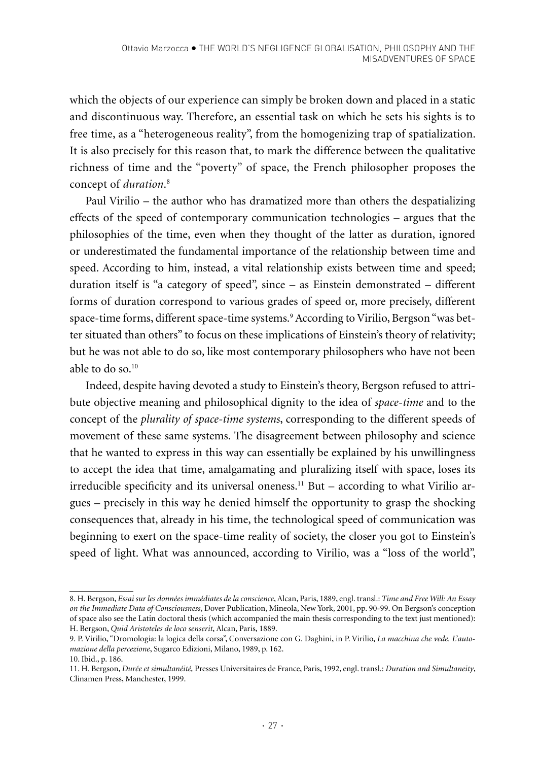which the objects of our experience can simply be broken down and placed in a static and discontinuous way. Therefore, an essential task on which he sets his sights is to free time, as a "heterogeneous reality", from the homogenizing trap of spatialization. It is also precisely for this reason that, to mark the difference between the qualitative richness of time and the "poverty" of space, the French philosopher proposes the concept of *duration*.[8]

Paul Virilio – the author who has dramatized more than others the despatializing effects of the speed of contemporary communication technologies – argues that the philosophies of the time, even when they thought of the latter as duration, ignored or underestimated the fundamental importance of the relationship between time and speed. According to him, instead, a vital relationship exists between time and speed; duration itself is "a category of speed", since – as Einstein demonstrated – different forms of duration correspond to various grades of speed or, more precisely, different space-time forms, different space-time systems.[9] According to Virilio, Bergson "was better situated than others" to focus on these implications of Einstein's theory of relativity; but he was not able to do so, like most contemporary philosophers who have not been able to do so.[10]

Indeed, despite having devoted a study to Einstein's theory, Bergson refused to attribute objective meaning and philosophical dignity to the idea of *space-time* and to the concept of the *plurality of space-time systems*, corresponding to the different speeds of movement of these same systems. The disagreement between philosophy and science that he wanted to express in this way can essentially be explained by his unwillingness to accept the idea that time, amalgamating and pluralizing itself with space, loses its irreducible specificity and its universal oneness.[11] But – according to what Virilio argues – precisely in this way he denied himself the opportunity to grasp the shocking consequences that, already in his time, the technological speed of communication was beginning to exert on the space-time reality of society, the closer you got to Einstein's speed of light. What was announced, according to Virilio, was a "loss of the world",

---

8. H. Bergson, *Essai sur les données immédiates de la conscience*, Alcan, Paris, 1889, engl. transl.: *Time and Free Will: An Essay on the Immediate Data of Consciousness*, Dover Publication, Mineola, New York, 2001, pp. 90-99. On Bergson's conception of space also see the Latin doctoral thesis (which accompanied the main thesis corresponding to the text just mentioned): H. Bergson, *Quid Aristoteles de loco senserit*, Alcan, Paris, 1889.

9. P. Virilio, "Dromologia: la logica della corsa", Conversazione con G. Daghini, in P. Virilio, *La macchina che vede. L'automazione della percezione*, Sugarco Edizioni, Milano, 1989, p. 162.

10. Ibid., p. 186.

11. H. Bergson, *Durée et simultanéité,* Presses Universitaires de France, Paris, 1992, engl. transl.: *Duration and Simultaneity*, Clinamen Press, Manchester, 1999.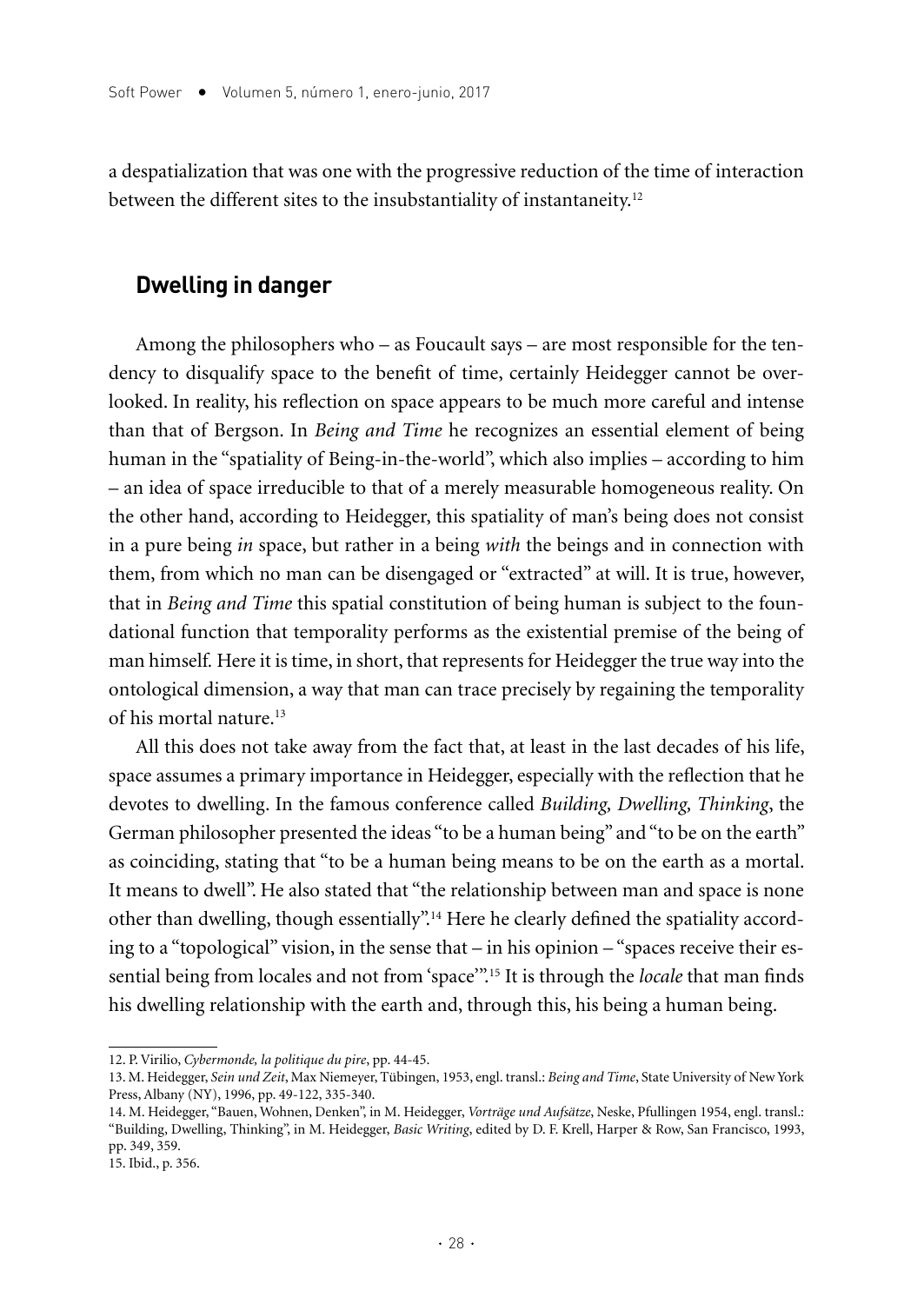a despatialization that was one with the progressive reduction of the time of interaction between the different sites to the insubstantiality of instantaneity.[12]

## Dwelling in danger

Among the philosophers who – as Foucault says – are most responsible for the tendency to disqualify space to the benefit of time, certainly Heidegger cannot be overlooked. In reality, his reflection on space appears to be much more careful and intense than that of Bergson. In *Being and Time* he recognizes an essential element of being human in the "spatiality of Being-in-the-world", which also implies – according to him – an idea of space irreducible to that of a merely measurable homogeneous reality. On the other hand, according to Heidegger, this spatiality of man's being does not consist in a pure being *in* space, but rather in a being *with* the beings and in connection with them, from which no man can be disengaged or "extracted" at will. It is true, however, that in *Being and Time* this spatial constitution of being human is subject to the foundational function that temporality performs as the existential premise of the being of man himself. Here it is time, in short, that represents for Heidegger the true way into the ontological dimension, a way that man can trace precisely by regaining the temporality of his mortal nature.[13]

All this does not take away from the fact that, at least in the last decades of his life, space assumes a primary importance in Heidegger, especially with the reflection that he devotes to dwelling. In the famous conference called *Building, Dwelling, Thinking*, the German philosopher presented the ideas "to be a human being" and "to be on the earth" as coinciding, stating that "to be a human being means to be on the earth as a mortal. It means to dwell". He also stated that "the relationship between man and space is none other than dwelling, though essentially".[14] Here he clearly defined the spatiality according to a "topological" vision, in the sense that – in his opinion – "spaces receive their essential being from locales and not from 'space'".[15] It is through the *locale* that man finds his dwelling relationship with the earth and, through this, his being a human being.

12. P. Virilio, *Cybermonde, la politique du pire*, pp. 44-45.

13. M. Heidegger, *Sein und Zeit*, Max Niemeyer, Tübingen, 1953, engl. transl.: *Being and Time*, State University of New York Press, Albany (NY), 1996, pp. 49-122, 335-340.

14. M. Heidegger, "Bauen, Wohnen, Denken", in M. Heidegger, *Vorträge und Aufsätze*, Neske, Pfullingen 1954, engl. transl.: "Building, Dwelling, Thinking", in M. Heidegger, *Basic Writing*, edited by D. F. Krell, Harper & Row, San Francisco, 1993, pp. 349, 359.

15. Ibid., p. 356.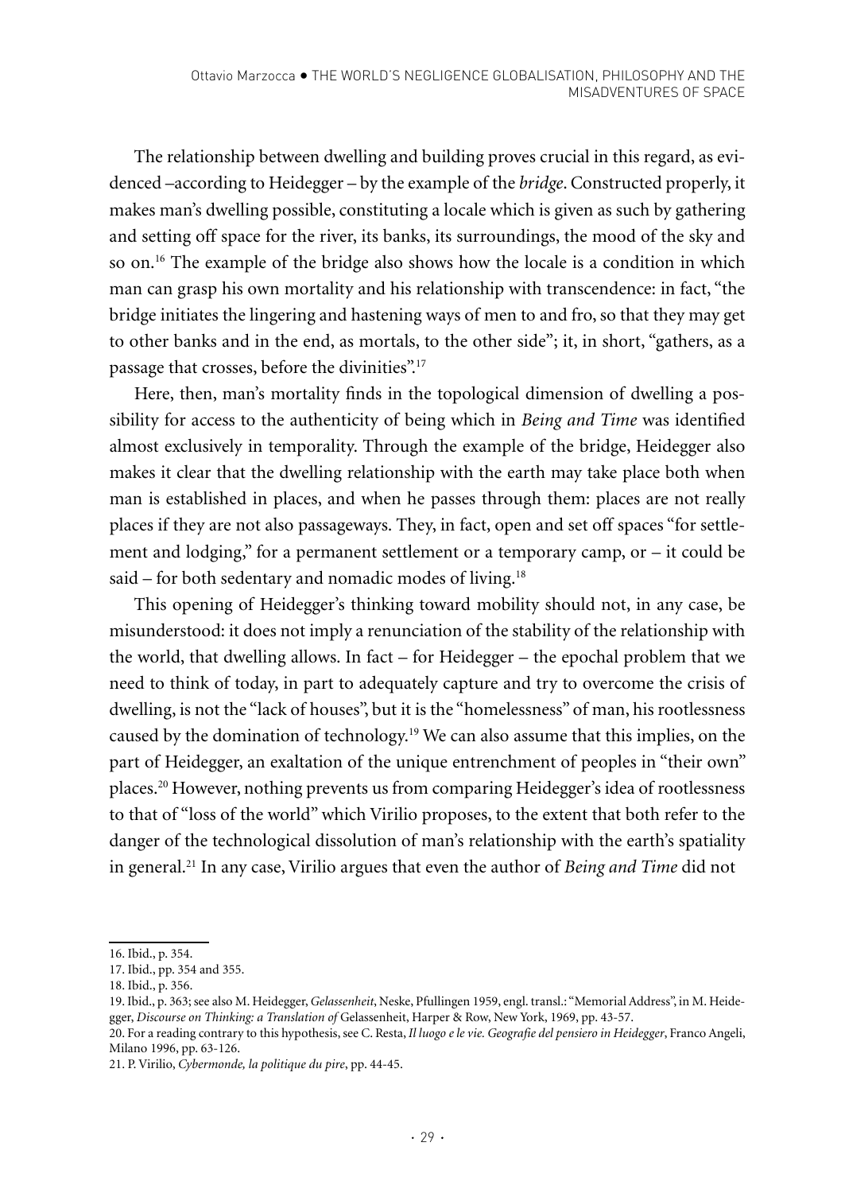The relationship between dwelling and building proves crucial in this regard, as evidenced –according to Heidegger – by the example of the *bridge*. Constructed properly, it makes man's dwelling possible, constituting a locale which is given as such by gathering and setting off space for the river, its banks, its surroundings, the mood of the sky and so on.[16] The example of the bridge also shows how the locale is a condition in which man can grasp his own mortality and his relationship with transcendence: in fact, "the bridge initiates the lingering and hastening ways of men to and fro, so that they may get to other banks and in the end, as mortals, to the other side"; it, in short, "gathers, as a passage that crosses, before the divinities".[17]

Here, then, man's mortality finds in the topological dimension of dwelling a possibility for access to the authenticity of being which in *Being and Time* was identified almost exclusively in temporality. Through the example of the bridge, Heidegger also makes it clear that the dwelling relationship with the earth may take place both when man is established in places, and when he passes through them: places are not really places if they are not also passageways. They, in fact, open and set off spaces "for settlement and lodging," for a permanent settlement or a temporary camp, or – it could be said – for both sedentary and nomadic modes of living.[18]

This opening of Heidegger's thinking toward mobility should not, in any case, be misunderstood: it does not imply a renunciation of the stability of the relationship with the world, that dwelling allows. In fact – for Heidegger – the epochal problem that we need to think of today, in part to adequately capture and try to overcome the crisis of dwelling, is not the "lack of houses", but it is the "homelessness" of man, his rootlessness caused by the domination of technology.[19] We can also assume that this implies, on the part of Heidegger, an exaltation of the unique entrenchment of peoples in "their own" places.[20] However, nothing prevents us from comparing Heidegger's idea of rootlessness to that of "loss of the world" which Virilio proposes, to the extent that both refer to the danger of the technological dissolution of man's relationship with the earth's spatiality in general.[21] In any case, Virilio argues that even the author of *Being and Time* did not

---

16. Ibid., p. 354.

17. Ibid., pp. 354 and 355.

18. Ibid., p. 356.

19. Ibid., p. 363; see also M. Heidegger, *Gelassenheit*, Neske, Pfullingen 1959, engl. transl.: "Memorial Address", in M. Heidegger, *Discourse on Thinking: a Translation of* Gelassenheit, Harper & Row, New York, 1969, pp. 43-57.

20. For a reading contrary to this hypothesis, see C. Resta, *Il luogo e le vie. Geografie del pensiero in Heidegger*, Franco Angeli, Milano 1996, pp. 63-126.

21. P. Virilio, *Cybermonde, la politique du pire*, pp. 44-45.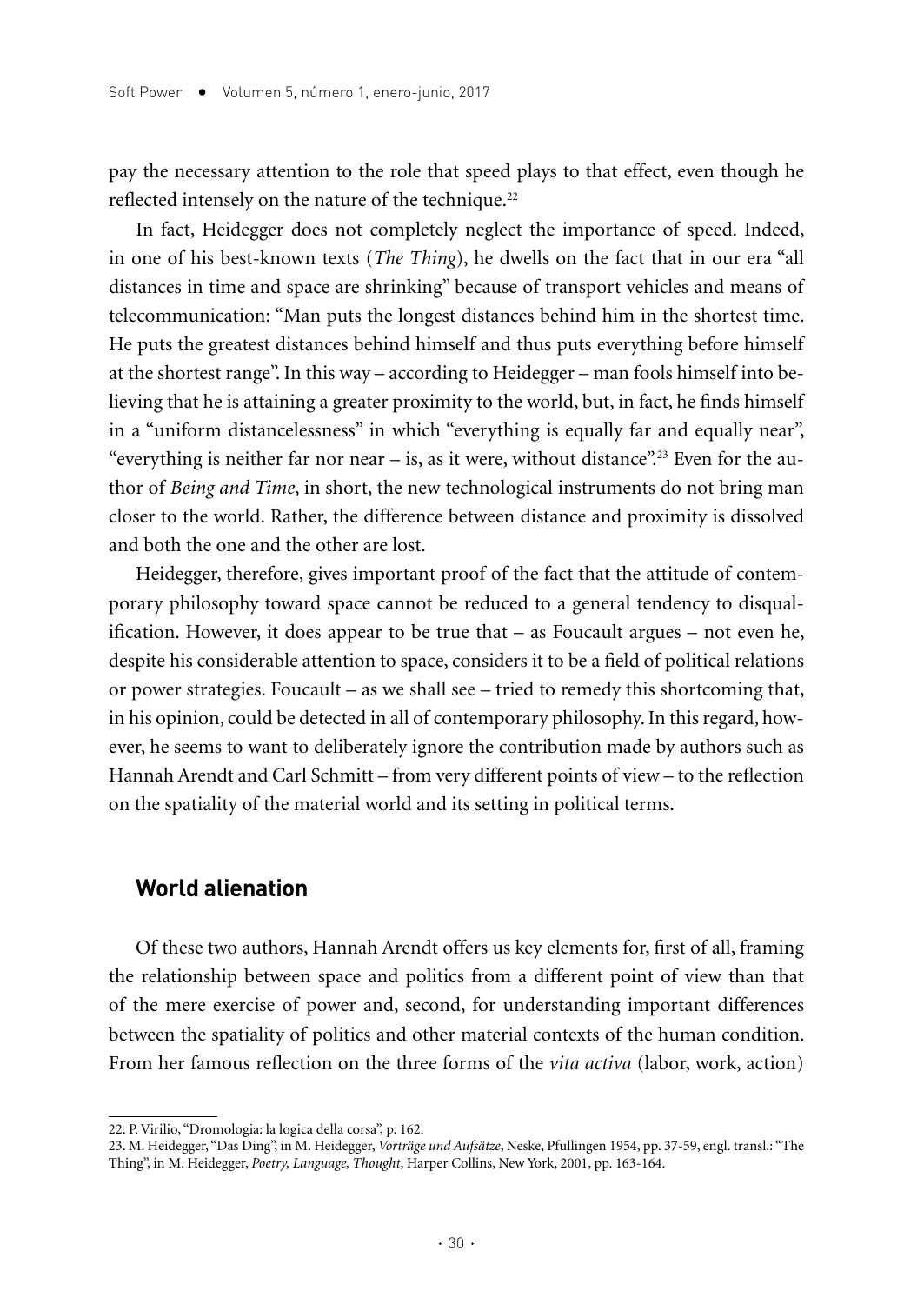pay the necessary attention to the role that speed plays to that effect, even though he reflected intensely on the nature of the technique.[22]

In fact, Heidegger does not completely neglect the importance of speed. Indeed, in one of his best-known texts (*The Thing*), he dwells on the fact that in our era "all distances in time and space are shrinking" because of transport vehicles and means of telecommunication: "Man puts the longest distances behind him in the shortest time. He puts the greatest distances behind himself and thus puts everything before himself at the shortest range". In this way – according to Heidegger – man fools himself into believing that he is attaining a greater proximity to the world, but, in fact, he finds himself in a "uniform distancelessness" in which "everything is equally far and equally near", "everything is neither far nor near – is, as it were, without distance".[23] Even for the author of *Being and Time*, in short, the new technological instruments do not bring man closer to the world. Rather, the difference between distance and proximity is dissolved and both the one and the other are lost.

Heidegger, therefore, gives important proof of the fact that the attitude of contemporary philosophy toward space cannot be reduced to a general tendency to disqualification. However, it does appear to be true that – as Foucault argues – not even he, despite his considerable attention to space, considers it to be a field of political relations or power strategies. Foucault – as we shall see – tried to remedy this shortcoming that, in his opinion, could be detected in all of contemporary philosophy. In this regard, however, he seems to want to deliberately ignore the contribution made by authors such as Hannah Arendt and Carl Schmitt – from very different points of view – to the reflection on the spatiality of the material world and its setting in political terms.

## World alienation

Of these two authors, Hannah Arendt offers us key elements for, first of all, framing the relationship between space and politics from a different point of view than that of the mere exercise of power and, second, for understanding important differences between the spatiality of politics and other material contexts of the human condition. From her famous reflection on the three forms of the *vita activa* (labor, work, action)

---

22. P. Virilio, "Dromologia: la logica della corsa", p. 162.

23. M. Heidegger, "Das Ding", in M. Heidegger, *Vorträge und Aufsätze*, Neske, Pfullingen 1954, pp. 37-59, engl. transl.: "The Thing", in M. Heidegger, *Poetry, Language, Thought*, Harper Collins, New York, 2001, pp. 163-164.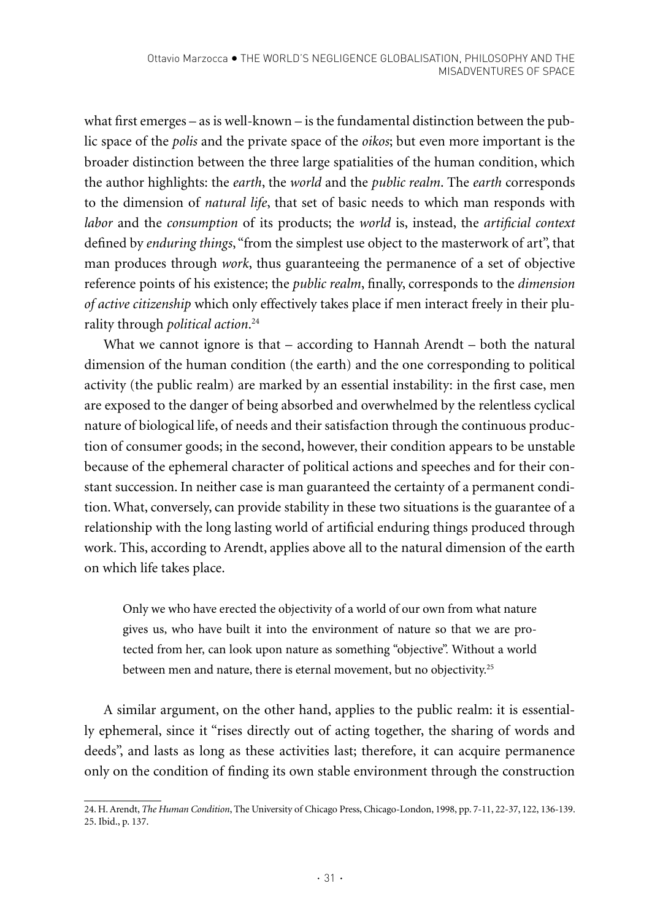what first emerges – as is well-known – is the fundamental distinction between the public space of the *polis* and the private space of the *oikos*; but even more important is the broader distinction between the three large spatialities of the human condition, which the author highlights: the *earth*, the *world* and the *public realm*. The *earth* corresponds to the dimension of *natural life*, that set of basic needs to which man responds with *labor* and the *consumption* of its products; the *world* is, instead, the *artificial context* defined by *enduring things*, "from the simplest use object to the masterwork of art", that man produces through *work*, thus guaranteeing the permanence of a set of objective reference points of his existence; the *public realm*, finally, corresponds to the *dimension of active citizenship* which only effectively takes place if men interact freely in their plurality through *political action*.[24]

What we cannot ignore is that – according to Hannah Arendt – both the natural dimension of the human condition (the earth) and the one corresponding to political activity (the public realm) are marked by an essential instability: in the first case, men are exposed to the danger of being absorbed and overwhelmed by the relentless cyclical nature of biological life, of needs and their satisfaction through the continuous production of consumer goods; in the second, however, their condition appears to be unstable because of the ephemeral character of political actions and speeches and for their constant succession. In neither case is man guaranteed the certainty of a permanent condition. What, conversely, can provide stability in these two situations is the guarantee of a relationship with the long lasting world of artificial enduring things produced through work. This, according to Arendt, applies above all to the natural dimension of the earth on which life takes place.

> Only we who have erected the objectivity of a world of our own from what nature gives us, who have built it into the environment of nature so that we are protected from her, can look upon nature as something "objective". Without a world between men and nature, there is eternal movement, but no objectivity.[25]

A similar argument, on the other hand, applies to the public realm: it is essentially ephemeral, since it "rises directly out of acting together, the sharing of words and deeds", and lasts as long as these activities last; therefore, it can acquire permanence only on the condition of finding its own stable environment through the construction

---

24. H. Arendt, *The Human Condition*, The University of Chicago Press, Chicago-London, 1998, pp. 7-11, 22-37, 122, 136-139.
25. Ibid., p. 137.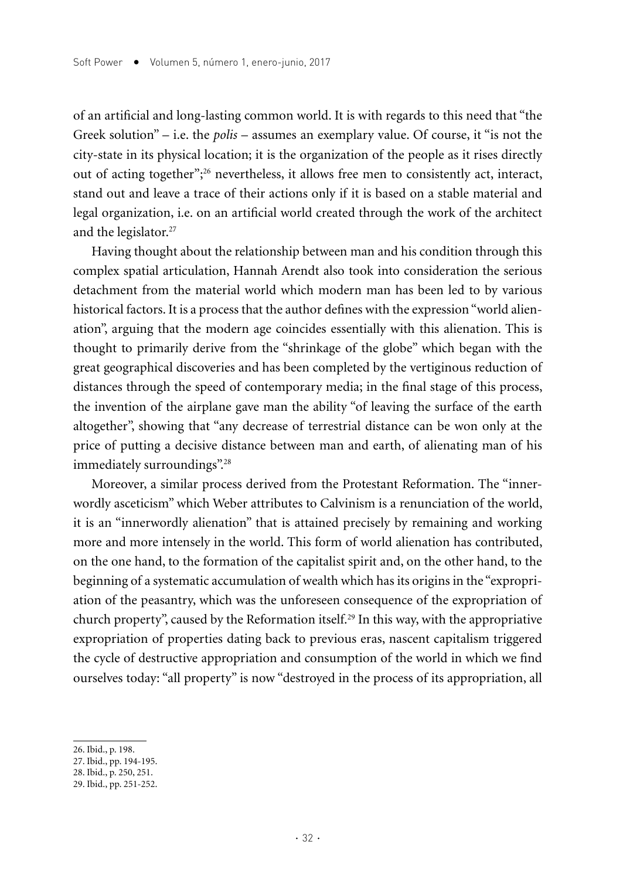of an artificial and long-lasting common world. It is with regards to this need that "the Greek solution" – i.e. the *polis* – assumes an exemplary value. Of course, it "is not the city-state in its physical location; it is the organization of the people as it rises directly out of acting together";[26] nevertheless, it allows free men to consistently act, interact, stand out and leave a trace of their actions only if it is based on a stable material and legal organization, i.e. on an artificial world created through the work of the architect and the legislator.[27]

Having thought about the relationship between man and his condition through this complex spatial articulation, Hannah Arendt also took into consideration the serious detachment from the material world which modern man has been led to by various historical factors. It is a process that the author defines with the expression "world alienation", arguing that the modern age coincides essentially with this alienation. This is thought to primarily derive from the "shrinkage of the globe" which began with the great geographical discoveries and has been completed by the vertiginous reduction of distances through the speed of contemporary media; in the final stage of this process, the invention of the airplane gave man the ability "of leaving the surface of the earth altogether", showing that "any decrease of terrestrial distance can be won only at the price of putting a decisive distance between man and earth, of alienating man of his immediately surroundings".[28]

Moreover, a similar process derived from the Protestant Reformation. The "innerwordly asceticism" which Weber attributes to Calvinism is a renunciation of the world, it is an "innerwordly alienation" that is attained precisely by remaining and working more and more intensely in the world. This form of world alienation has contributed, on the one hand, to the formation of the capitalist spirit and, on the other hand, to the beginning of a systematic accumulation of wealth which has its origins in the "expropriation of the peasantry, which was the unforeseen consequence of the expropriation of church property", caused by the Reformation itself.[29] In this way, with the appropriative expropriation of properties dating back to previous eras, nascent capitalism triggered the cycle of destructive appropriation and consumption of the world in which we find ourselves today: "all property" is now "destroyed in the process of its appropriation, all

26. Ibid., p. 198.
27. Ibid., pp. 194-195.
28. Ibid., p. 250, 251.
29. Ibid., pp. 251-252.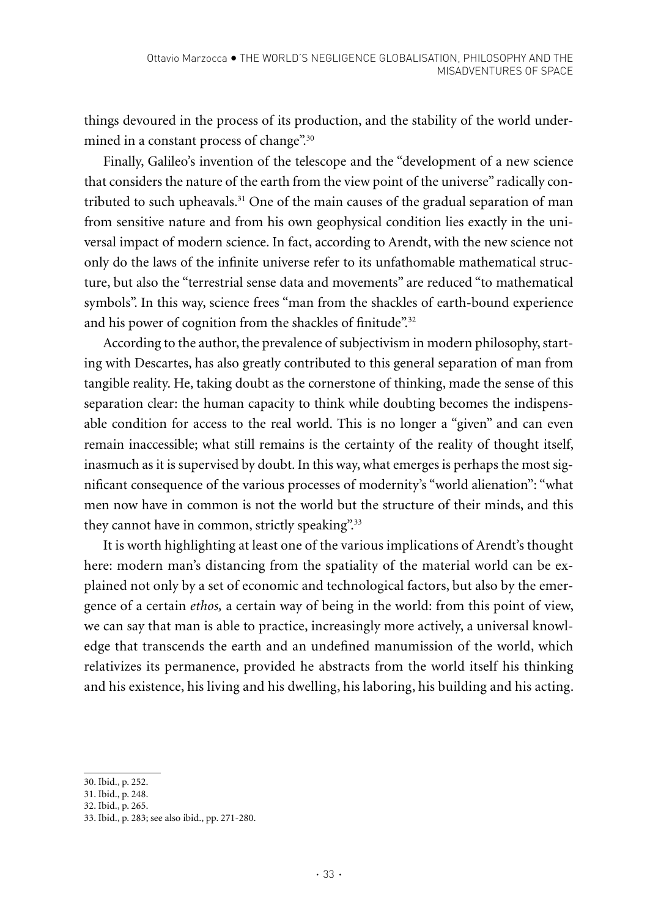things devoured in the process of its production, and the stability of the world undermined in a constant process of change".[30]

Finally, Galileo's invention of the telescope and the "development of a new science that considers the nature of the earth from the view point of the universe" radically contributed to such upheavals.[31] One of the main causes of the gradual separation of man from sensitive nature and from his own geophysical condition lies exactly in the universal impact of modern science. In fact, according to Arendt, with the new science not only do the laws of the infinite universe refer to its unfathomable mathematical structure, but also the "terrestrial sense data and movements" are reduced "to mathematical symbols". In this way, science frees "man from the shackles of earth-bound experience and his power of cognition from the shackles of finitude".[32]

According to the author, the prevalence of subjectivism in modern philosophy, starting with Descartes, has also greatly contributed to this general separation of man from tangible reality. He, taking doubt as the cornerstone of thinking, made the sense of this separation clear: the human capacity to think while doubting becomes the indispensable condition for access to the real world. This is no longer a "given" and can even remain inaccessible; what still remains is the certainty of the reality of thought itself, inasmuch as it is supervised by doubt. In this way, what emerges is perhaps the most significant consequence of the various processes of modernity's "world alienation": "what men now have in common is not the world but the structure of their minds, and this they cannot have in common, strictly speaking".[33]

It is worth highlighting at least one of the various implications of Arendt's thought here: modern man's distancing from the spatiality of the material world can be explained not only by a set of economic and technological factors, but also by the emergence of a certain *ethos,* a certain way of being in the world: from this point of view, we can say that man is able to practice, increasingly more actively, a universal knowledge that transcends the earth and an undefined manumission of the world, which relativizes its permanence, provided he abstracts from the world itself his thinking and his existence, his living and his dwelling, his laboring, his building and his acting.

30. Ibid., p. 252.
31. Ibid., p. 248.
32. Ibid., p. 265.
33. Ibid., p. 283; see also ibid., pp. 271-280.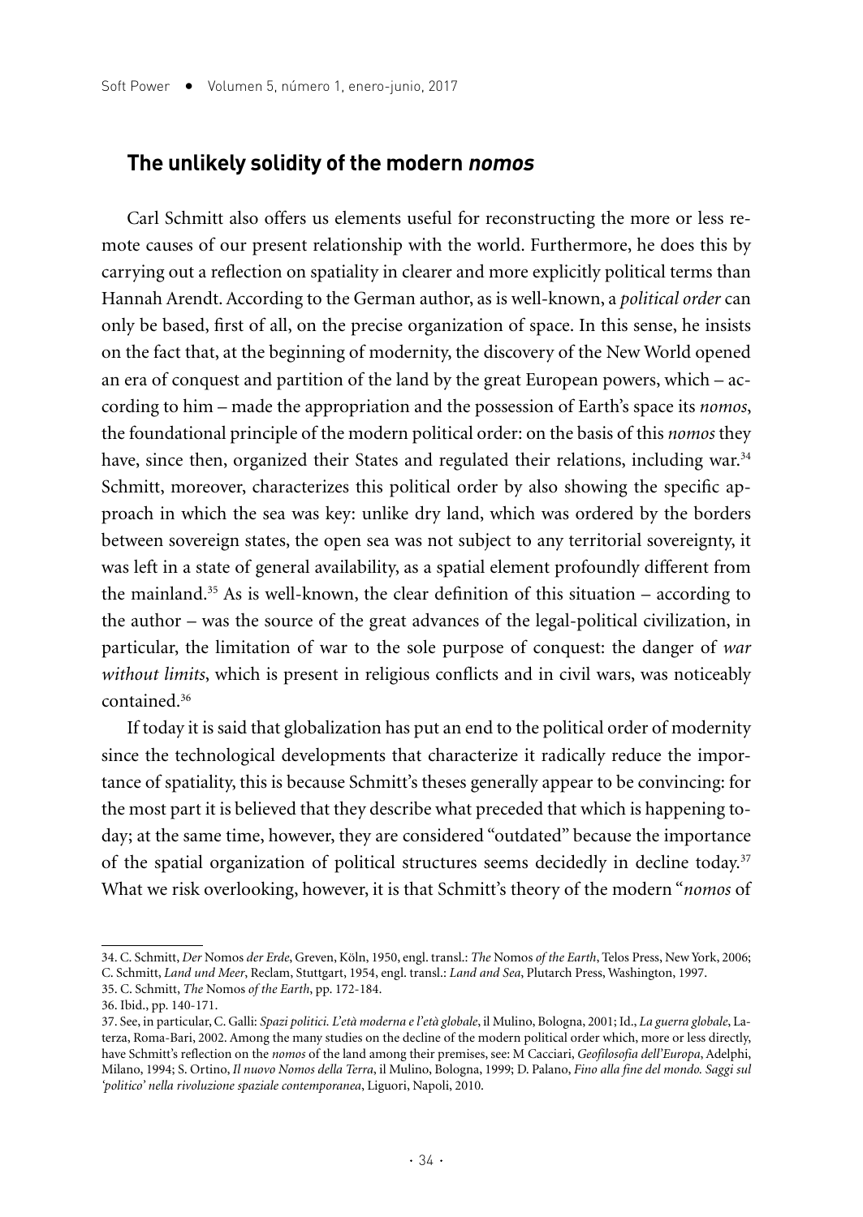## The unlikely solidity of the modern *nomos*

Carl Schmitt also offers us elements useful for reconstructing the more or less remote causes of our present relationship with the world. Furthermore, he does this by carrying out a reflection on spatiality in clearer and more explicitly political terms than Hannah Arendt. According to the German author, as is well-known, a *political order* can only be based, first of all, on the precise organization of space. In this sense, he insists on the fact that, at the beginning of modernity, the discovery of the New World opened an era of conquest and partition of the land by the great European powers, which – according to him – made the appropriation and the possession of Earth's space its *nomos*, the foundational principle of the modern political order: on the basis of this *nomos* they have, since then, organized their States and regulated their relations, including war.[34] Schmitt, moreover, characterizes this political order by also showing the specific approach in which the sea was key: unlike dry land, which was ordered by the borders between sovereign states, the open sea was not subject to any territorial sovereignty, it was left in a state of general availability, as a spatial element profoundly different from the mainland.[35] As is well-known, the clear definition of this situation – according to the author – was the source of the great advances of the legal-political civilization, in particular, the limitation of war to the sole purpose of conquest: the danger of *war without limits*, which is present in religious conflicts and in civil wars, was noticeably contained.[36]

If today it is said that globalization has put an end to the political order of modernity since the technological developments that characterize it radically reduce the importance of spatiality, this is because Schmitt's theses generally appear to be convincing: for the most part it is believed that they describe what preceded that which is happening today; at the same time, however, they are considered "outdated" because the importance of the spatial organization of political structures seems decidedly in decline today.[37] What we risk overlooking, however, it is that Schmitt's theory of the modern "*nomos* of

34. C. Schmitt, *Der* Nomos *der Erde*, Greven, Köln, 1950, engl. transl.: *The* Nomos *of the Earth*, Telos Press, New York, 2006; C. Schmitt, *Land und Meer*, Reclam, Stuttgart, 1954, engl. transl.: *Land and Sea*, Plutarch Press, Washington, 1997.

35. C. Schmitt, *The* Nomos *of the Earth*, pp. 172-184.

36. Ibid., pp. 140-171.

37. See, in particular, C. Galli: *Spazi politici. L'età moderna e l'età globale*, il Mulino, Bologna, 2001; Id., *La guerra globale*, Laterza, Roma-Bari, 2002. Among the many studies on the decline of the modern political order which, more or less directly, have Schmitt's reflection on the *nomos* of the land among their premises, see: M Cacciari, *Geofilosofia dell'Europa*, Adelphi, Milano, 1994; S. Ortino, *Il nuovo Nomos della Terra*, il Mulino, Bologna, 1999; D. Palano, *Fino alla fine del mondo. Saggi sul 'politico' nella rivoluzione spaziale contemporanea*, Liguori, Napoli, 2010.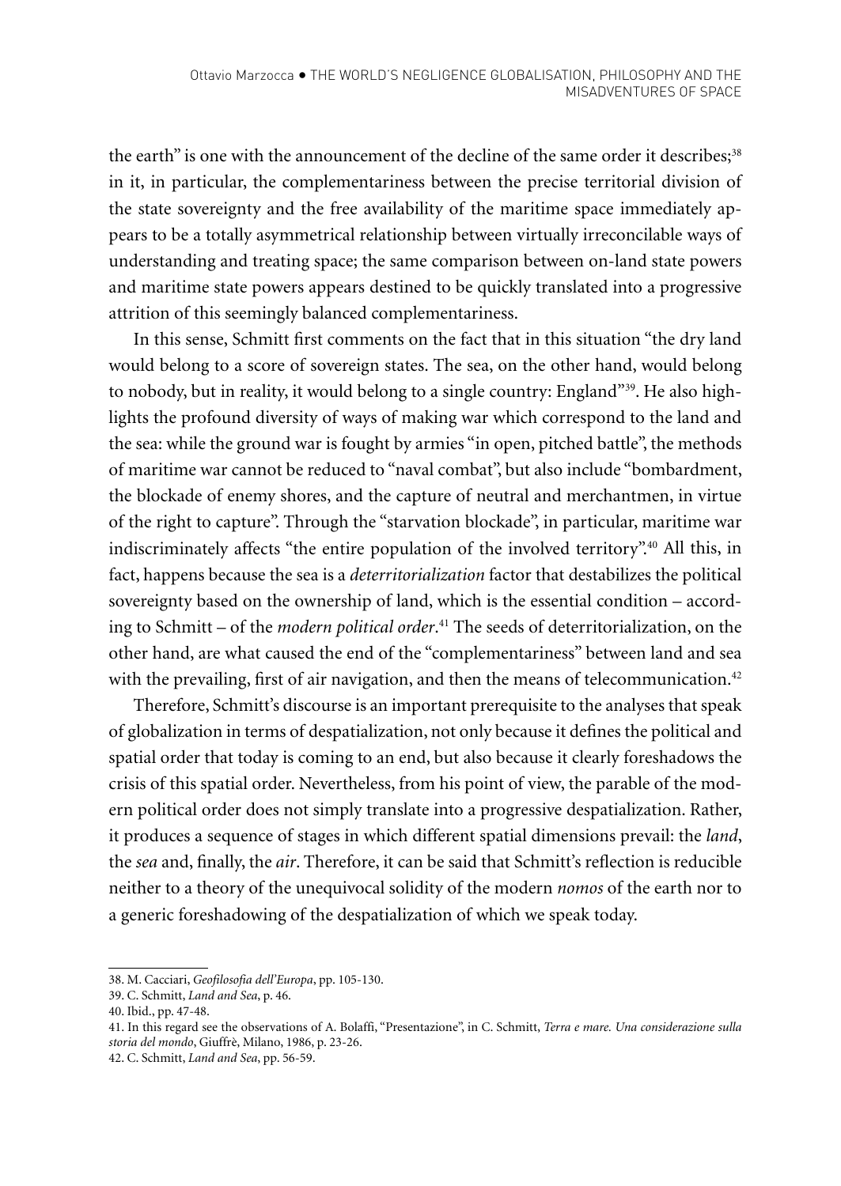the earth" is one with the announcement of the decline of the same order it describes;[38] in it, in particular, the complementariness between the precise territorial division of the state sovereignty and the free availability of the maritime space immediately appears to be a totally asymmetrical relationship between virtually irreconcilable ways of understanding and treating space; the same comparison between on-land state powers and maritime state powers appears destined to be quickly translated into a progressive attrition of this seemingly balanced complementariness.

In this sense, Schmitt first comments on the fact that in this situation "the dry land would belong to a score of sovereign states. The sea, on the other hand, would belong to nobody, but in reality, it would belong to a single country: England"[39]. He also highlights the profound diversity of ways of making war which correspond to the land and the sea: while the ground war is fought by armies "in open, pitched battle", the methods of maritime war cannot be reduced to "naval combat", but also include "bombardment, the blockade of enemy shores, and the capture of neutral and merchantmen, in virtue of the right to capture". Through the "starvation blockade", in particular, maritime war indiscriminately affects "the entire population of the involved territory".[40] All this, in fact, happens because the sea is a *deterritorialization* factor that destabilizes the political sovereignty based on the ownership of land, which is the essential condition – according to Schmitt – of the *modern political order*.[41] The seeds of deterritorialization, on the other hand, are what caused the end of the "complementariness" between land and sea with the prevailing, first of air navigation, and then the means of telecommunication.[42]

Therefore, Schmitt's discourse is an important prerequisite to the analyses that speak of globalization in terms of despatialization, not only because it defines the political and spatial order that today is coming to an end, but also because it clearly foreshadows the crisis of this spatial order. Nevertheless, from his point of view, the parable of the modern political order does not simply translate into a progressive despatialization. Rather, it produces a sequence of stages in which different spatial dimensions prevail: the *land*, the *sea* and, finally, the *air*. Therefore, it can be said that Schmitt's reflection is reducible neither to a theory of the unequivocal solidity of the modern *nomos* of the earth nor to a generic foreshadowing of the despatialization of which we speak today.

38. M. Cacciari, *Geofilosofia dell'Europa*, pp. 105-130.

39. C. Schmitt, *Land and Sea*, p. 46.

40. Ibid., pp. 47-48.

41. In this regard see the observations of A. Bolaffi, "Presentazione", in C. Schmitt, *Terra e mare. Una considerazione sulla storia del mondo*, Giuffrè, Milano, 1986, p. 23-26.

42. C. Schmitt, *Land and Sea*, pp. 56-59.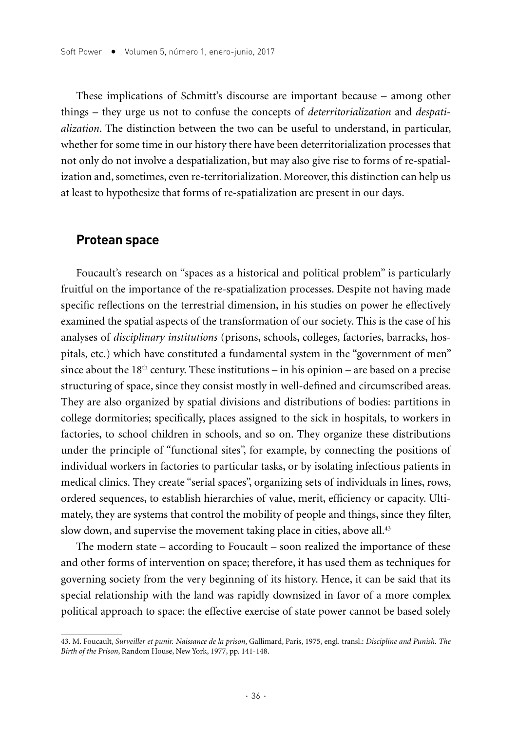These implications of Schmitt's discourse are important because – among other things – they urge us not to confuse the concepts of *deterritorialization* and *despatialization*. The distinction between the two can be useful to understand, in particular, whether for some time in our history there have been deterritorialization processes that not only do not involve a despatialization, but may also give rise to forms of re-spatialization and, sometimes, even re-territorialization. Moreover, this distinction can help us at least to hypothesize that forms of re-spatialization are present in our days.

## Protean space

Foucault's research on "spaces as a historical and political problem" is particularly fruitful on the importance of the re-spatialization processes. Despite not having made specific reflections on the terrestrial dimension, in his studies on power he effectively examined the spatial aspects of the transformation of our society. This is the case of his analyses of *disciplinary institutions* (prisons, schools, colleges, factories, barracks, hospitals, etc.) which have constituted a fundamental system in the "government of men" since about the 18th century. These institutions – in his opinion – are based on a precise structuring of space, since they consist mostly in well-defined and circumscribed areas. They are also organized by spatial divisions and distributions of bodies: partitions in college dormitories; specifically, places assigned to the sick in hospitals, to workers in factories, to school children in schools, and so on. They organize these distributions under the principle of "functional sites", for example, by connecting the positions of individual workers in factories to particular tasks, or by isolating infectious patients in medical clinics. They create "serial spaces", organizing sets of individuals in lines, rows, ordered sequences, to establish hierarchies of value, merit, efficiency or capacity. Ultimately, they are systems that control the mobility of people and things, since they filter, slow down, and supervise the movement taking place in cities, above all.[43]

The modern state – according to Foucault – soon realized the importance of these and other forms of intervention on space; therefore, it has used them as techniques for governing society from the very beginning of its history. Hence, it can be said that its special relationship with the land was rapidly downsized in favor of a more complex political approach to space: the effective exercise of state power cannot be based solely

---

43. M. Foucault, *Surveiller et punir. Naissance de la prison*, Gallimard, Paris, 1975, engl. transl.: *Discipline and Punish. The Birth of the Prison*, Random House, New York, 1977, pp. 141-148.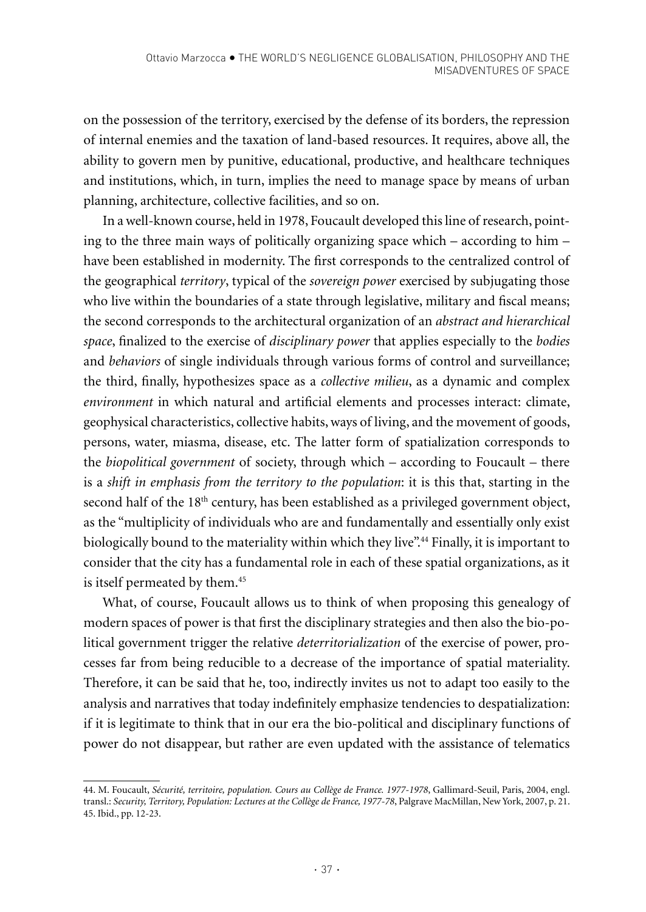on the possession of the territory, exercised by the defense of its borders, the repression of internal enemies and the taxation of land-based resources. It requires, above all, the ability to govern men by punitive, educational, productive, and healthcare techniques and institutions, which, in turn, implies the need to manage space by means of urban planning, architecture, collective facilities, and so on.

In a well-known course, held in 1978, Foucault developed this line of research, pointing to the three main ways of politically organizing space which – according to him – have been established in modernity. The first corresponds to the centralized control of the geographical *territory*, typical of the *sovereign power* exercised by subjugating those who live within the boundaries of a state through legislative, military and fiscal means; the second corresponds to the architectural organization of an *abstract and hierarchical space*, finalized to the exercise of *disciplinary power* that applies especially to the *bodies* and *behaviors* of single individuals through various forms of control and surveillance; the third, finally, hypothesizes space as a *collective milieu*, as a dynamic and complex *environment* in which natural and artificial elements and processes interact: climate, geophysical characteristics, collective habits, ways of living, and the movement of goods, persons, water, miasma, disease, etc. The latter form of spatialization corresponds to the *biopolitical government* of society, through which – according to Foucault – there is a *shift in emphasis from the territory to the population*: it is this that, starting in the second half of the 18th century, has been established as a privileged government object, as the "multiplicity of individuals who are and fundamentally and essentially only exist biologically bound to the materiality within which they live".[44] Finally, it is important to consider that the city has a fundamental role in each of these spatial organizations, as it is itself permeated by them.[45]

What, of course, Foucault allows us to think of when proposing this genealogy of modern spaces of power is that first the disciplinary strategies and then also the bio-political government trigger the relative *deterritorialization* of the exercise of power, processes far from being reducible to a decrease of the importance of spatial materiality. Therefore, it can be said that he, too, indirectly invites us not to adapt too easily to the analysis and narratives that today indefinitely emphasize tendencies to despatialization: if it is legitimate to think that in our era the bio-political and disciplinary functions of power do not disappear, but rather are even updated with the assistance of telematics

44. M. Foucault, *Sécurité, territoire, population. Cours au Collège de France. 1977-1978*, Gallimard-Seuil, Paris, 2004, engl. transl.: *Security, Territory, Population: Lectures at the Collège de France, 1977-78*, Palgrave MacMillan, New York, 2007, p. 21.
45. Ibid., pp. 12-23.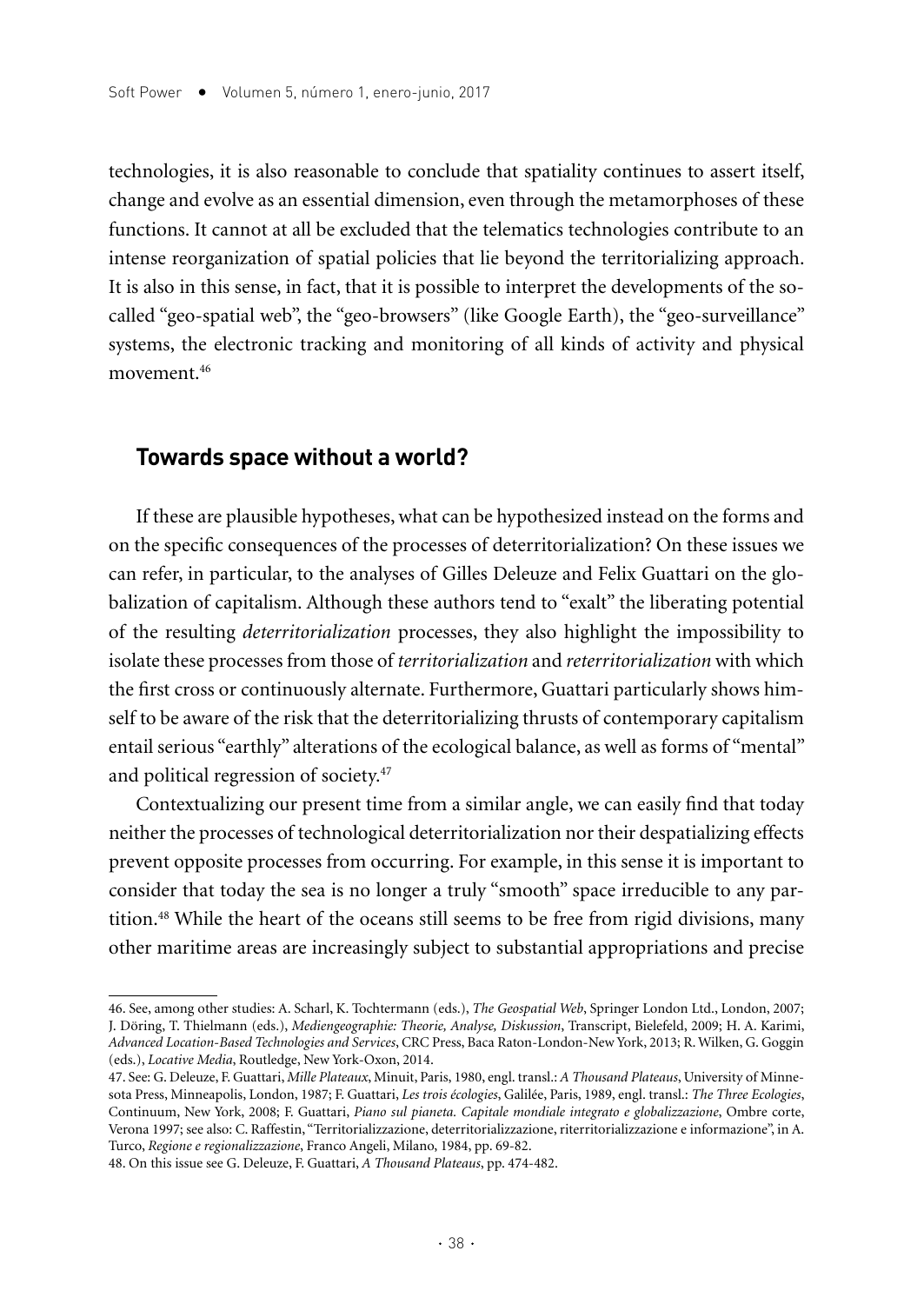technologies, it is also reasonable to conclude that spatiality continues to assert itself, change and evolve as an essential dimension, even through the metamorphoses of these functions. It cannot at all be excluded that the telematics technologies contribute to an intense reorganization of spatial policies that lie beyond the territorializing approach. It is also in this sense, in fact, that it is possible to interpret the developments of the so-called "geo-spatial web", the "geo-browsers" (like Google Earth), the "geo-surveillance" systems, the electronic tracking and monitoring of all kinds of activity and physical movement.[46]

## Towards space without a world?

If these are plausible hypotheses, what can be hypothesized instead on the forms and on the specific consequences of the processes of deterritorialization? On these issues we can refer, in particular, to the analyses of Gilles Deleuze and Felix Guattari on the globalization of capitalism. Although these authors tend to "exalt" the liberating potential of the resulting *deterritorialization* processes, they also highlight the impossibility to isolate these processes from those of *territorialization* and *reterritorialization* with which the first cross or continuously alternate. Furthermore, Guattari particularly shows himself to be aware of the risk that the deterritorializing thrusts of contemporary capitalism entail serious "earthly" alterations of the ecological balance, as well as forms of "mental" and political regression of society.[47]

Contextualizing our present time from a similar angle, we can easily find that today neither the processes of technological deterritorialization nor their despatializing effects prevent opposite processes from occurring. For example, in this sense it is important to consider that today the sea is no longer a truly "smooth" space irreducible to any partition.[48] While the heart of the oceans still seems to be free from rigid divisions, many other maritime areas are increasingly subject to substantial appropriations and precise

---

46. See, among other studies: A. Scharl, K. Tochtermann (eds.), *The Geospatial Web*, Springer London Ltd., London, 2007; J. Döring, T. Thielmann (eds.), *Mediengeographie: Theorie, Analyse, Diskussion*, Transcript, Bielefeld, 2009; H. A. Karimi, *Advanced Location-Based Technologies and Services*, CRC Press, Baca Raton-London-New York, 2013; R. Wilken, G. Goggin (eds.), *Locative Media*, Routledge, New York-Oxon, 2014.

47. See: G. Deleuze, F. Guattari, *Mille Plateaux*, Minuit, Paris, 1980, engl. transl.: *A Thousand Plateaus*, University of Minnesota Press, Minneapolis, London, 1987; F. Guattari, *Les trois écologies*, Galilée, Paris, 1989, engl. transl.: *The Three Ecologies*, Continuum, New York, 2008; F. Guattari, *Piano sul pianeta. Capitale mondiale integrato e globalizzazione*, Ombre corte, Verona 1997; see also: C. Raffestin, "Territorializzazione, deterritorializzazione, riterritorializzazione e informazione", in A. Turco, *Regione e regionalizzazione*, Franco Angeli, Milano, 1984, pp. 69-82.

48. On this issue see G. Deleuze, F. Guattari, *A Thousand Plateaus*, pp. 474-482.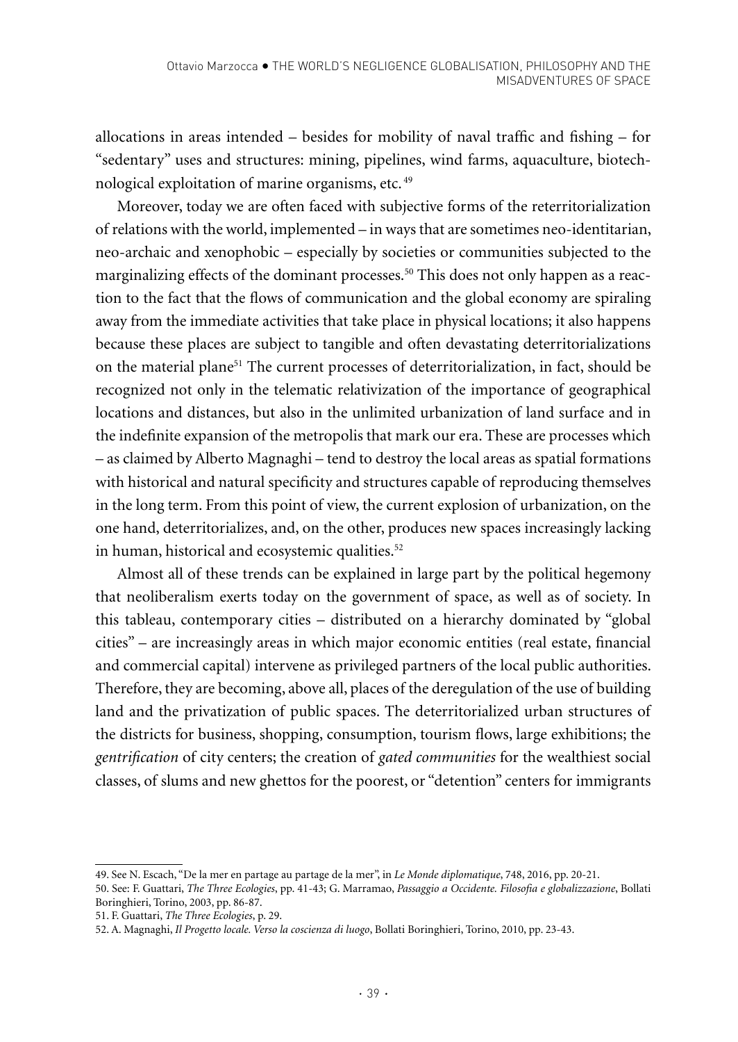allocations in areas intended – besides for mobility of naval traffic and fishing – for "sedentary" uses and structures: mining, pipelines, wind farms, aquaculture, biotechnological exploitation of marine organisms, etc. [49]

Moreover, today we are often faced with subjective forms of the reterritorialization of relations with the world, implemented – in ways that are sometimes neo-identitarian, neo-archaic and xenophobic – especially by societies or communities subjected to the marginalizing effects of the dominant processes.[50] This does not only happen as a reaction to the fact that the flows of communication and the global economy are spiraling away from the immediate activities that take place in physical locations; it also happens because these places are subject to tangible and often devastating deterritorializations on the material plane[51] The current processes of deterritorialization, in fact, should be recognized not only in the telematic relativization of the importance of geographical locations and distances, but also in the unlimited urbanization of land surface and in the indefinite expansion of the metropolis that mark our era. These are processes which – as claimed by Alberto Magnaghi – tend to destroy the local areas as spatial formations with historical and natural specificity and structures capable of reproducing themselves in the long term. From this point of view, the current explosion of urbanization, on the one hand, deterritorializes, and, on the other, produces new spaces increasingly lacking in human, historical and ecosystemic qualities.[52]

Almost all of these trends can be explained in large part by the political hegemony that neoliberalism exerts today on the government of space, as well as of society. In this tableau, contemporary cities – distributed on a hierarchy dominated by "global cities" – are increasingly areas in which major economic entities (real estate, financial and commercial capital) intervene as privileged partners of the local public authorities. Therefore, they are becoming, above all, places of the deregulation of the use of building land and the privatization of public spaces. The deterritorialized urban structures of the districts for business, shopping, consumption, tourism flows, large exhibitions; the *gentrification* of city centers; the creation of *gated communities* for the wealthiest social classes, of slums and new ghettos for the poorest, or "detention" centers for immigrants

---

49. See N. Escach, "De la mer en partage au partage de la mer", in *Le Monde diplomatique*, 748, 2016, pp. 20-21.

50. See: F. Guattari, *The Three Ecologies*, pp. 41-43; G. Marramao, *Passaggio a Occidente. Filosofia e globalizzazione*, Bollati Boringhieri, Torino, 2003, pp. 86-87.

51. F. Guattari, *The Three Ecologies*, p. 29.

52. A. Magnaghi, *Il Progetto locale. Verso la coscienza di luogo*, Bollati Boringhieri, Torino, 2010, pp. 23-43.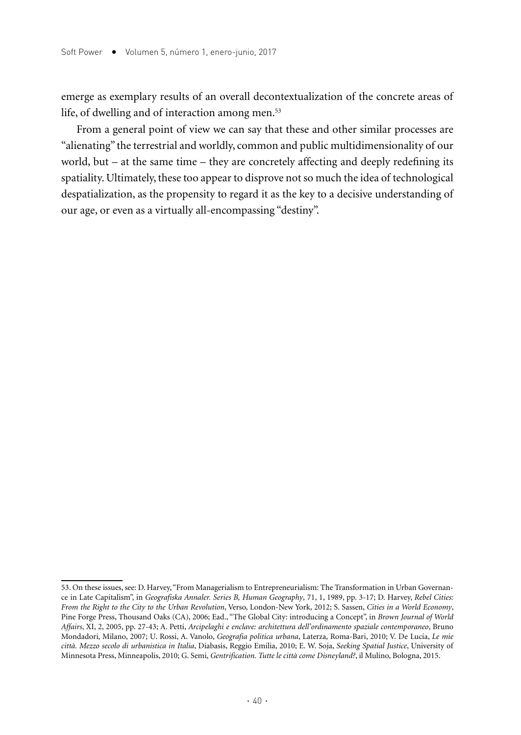emerge as exemplary results of an overall decontextualization of the concrete areas of life, of dwelling and of interaction among men.[53]

From a general point of view we can say that these and other similar processes are "alienating" the terrestrial and worldly, common and public multidimensionality of our world, but – at the same time – they are concretely affecting and deeply redefining its spatiality. Ultimately, these too appear to disprove not so much the idea of technological despatialization, as the propensity to regard it as the key to a decisive understanding of our age, or even as a virtually all-encompassing "destiny".

---

53. On these issues, see: D. Harvey, "From Managerialism to Entrepreneurialism: The Transformation in Urban Governance in Late Capitalism", in *Geografiska Annaler. Series B, Human Geography*, 71, 1, 1989, pp. 3-17; D. Harvey, *Rebel Cities: From the Right to the City to the Urban Revolution*, Verso, London-New York, 2012; S. Sassen, *Cities in a World Economy*, Pine Forge Press, Thousand Oaks (CA), 2006; Ead., "The Global City: introducing a Concept", in *Brown Journal of World Affairs*, XI, 2, 2005, pp. 27-43; A. Petti, *Arcipelaghi e enclave: architettura dell'ordinamento spaziale contemporaneo*, Bruno Mondadori, Milano, 2007; U. Rossi, A. Vanolo, *Geografia politica urbana*, Laterza, Roma-Bari, 2010; V. De Lucia, *Le mie città. Mezzo secolo di urbanistica in Italia*, Diabasis, Reggio Emilia, 2010; E. W. Soja, *Seeking Spatial Justice*, University of Minnesota Press, Minneapolis, 2010; G. Semi, *Gentrification. Tutte le città come Disneyland?*, il Mulino, Bologna, 2015.